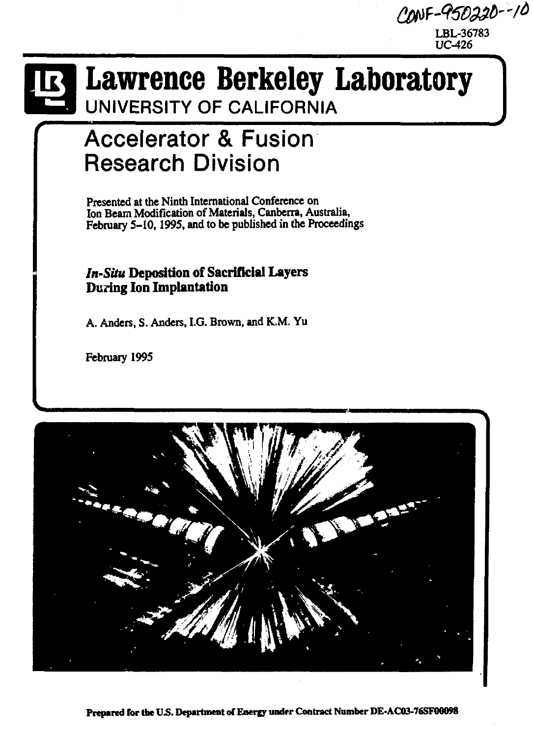CONF-950220--10

LBL-36783
UC-426

# Lawrence Berkeley Laboratory

UNIVERSITY OF CALIFORNIA

## Accelerator & Fusion Research Division

Presented at the Ninth International Conference on Ion Beam Modification of Materials, Canberra, Australia, February 5–10, 1995, and to be published in the Proceedings

***In-Situ*** **Deposition of Sacrificial Layers During Ion Implantation**

A. Anders, S. Anders, I.G. Brown, and K.M. Yu

February 1995

**Prepared for the U.S. Department of Energy under Contract Number DE-AC03-76SF00098**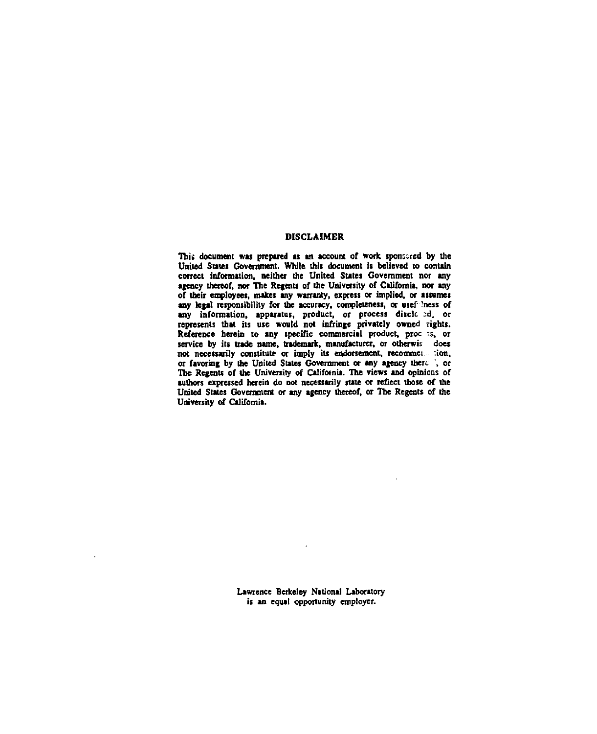## DISCLAIMER

This document was prepared as an account of work sponsored by the United States Government. While this document is believed to contain correct information, neither the United States Government nor any agency thereof, nor The Regents of the University of California, nor any of their employees, makes any warranty, express or implied, or assumes any legal responsibility for the accuracy, completeness, or usefulness of any information, apparatus, product, or process disclosed, or represents that its use would not infringe privately owned rights. Reference herein to any specific commercial product, process, or service by its trade name, trademark, manufacturer, or otherwise does not necessarily constitute or imply its endorsement, recommendation, or favoring by the United States Government or any agency thereof, or The Regents of the University of California. The views and opinions of authors expressed herein do not necessarily state or reflect those of the United States Government or any agency thereof, or The Regents of the University of California.

Lawrence Berkeley National Laboratory is an equal opportunity employer.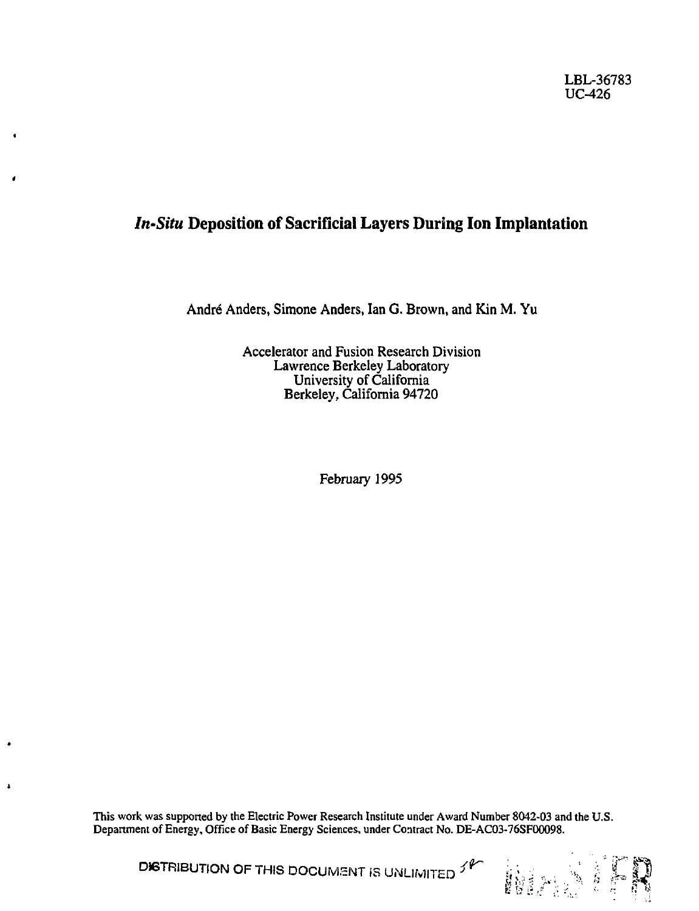LBL-36783
UC-426

# *In-Situ* Deposition of Sacrificial Layers During Ion Implantation

André Anders, Simone Anders, Ian G. Brown, and Kin M. Yu

Accelerator and Fusion Research Division
Lawrence Berkeley Laboratory
University of California
Berkeley, California 94720

February 1995

This work was supported by the Electric Power Research Institute under Award Number 8042-03 and the U.S. Department of Energy, Office of Basic Energy Sciences, under Contract No. DE-AC03-76SF00098.

DISTRIBUTION OF THIS DOCUMENT IS UNLIMITED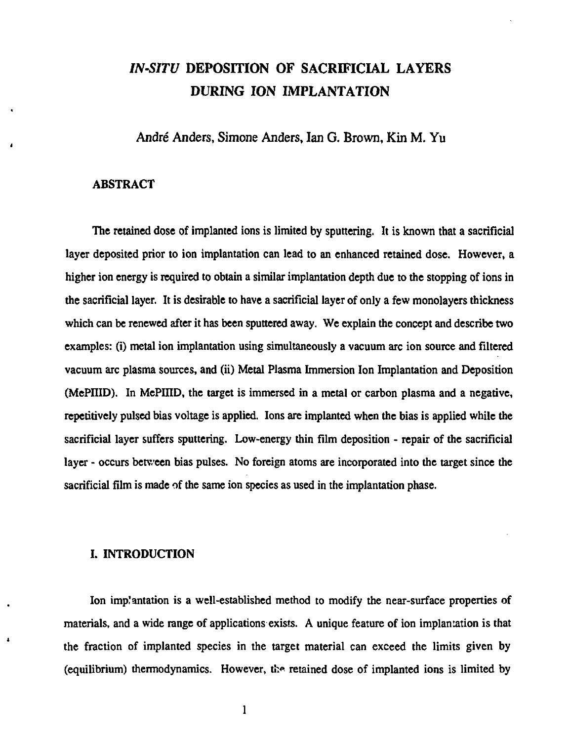# *IN-SITU* DEPOSITION OF SACRIFICIAL LAYERS DURING ION IMPLANTATION

André Anders, Simone Anders, Ian G. Brown, Kin M. Yu

## ABSTRACT

The retained dose of implanted ions is limited by sputtering. It is known that a sacrificial layer deposited prior to ion implantation can lead to an enhanced retained dose. However, a higher ion energy is required to obtain a similar implantation depth due to the stopping of ions in the sacrificial layer. It is desirable to have a sacrificial layer of only a few monolayers thickness which can be renewed after it has been sputtered away. We explain the concept and describe two examples: (i) metal ion implantation using simultaneously a vacuum arc ion source and filtered vacuum arc plasma sources, and (ii) Metal Plasma Immersion Ion Implantation and Deposition (MePIIID). In MePIIID, the target is immersed in a metal or carbon plasma and a negative, repetitively pulsed bias voltage is applied. Ions are implanted when the bias is applied while the sacrificial layer suffers sputtering. Low-energy thin film deposition - repair of the sacrificial layer - occurs between bias pulses. No foreign atoms are incorporated into the target since the sacrificial film is made of the same ion species as used in the implantation phase.

## I. INTRODUCTION

Ion implantation is a well-established method to modify the near-surface properties of materials, and a wide range of applications exists. A unique feature of ion implantation is that the fraction of implanted species in the target material can exceed the limits given by (equilibrium) thermodynamics. However, the retained dose of implanted ions is limited by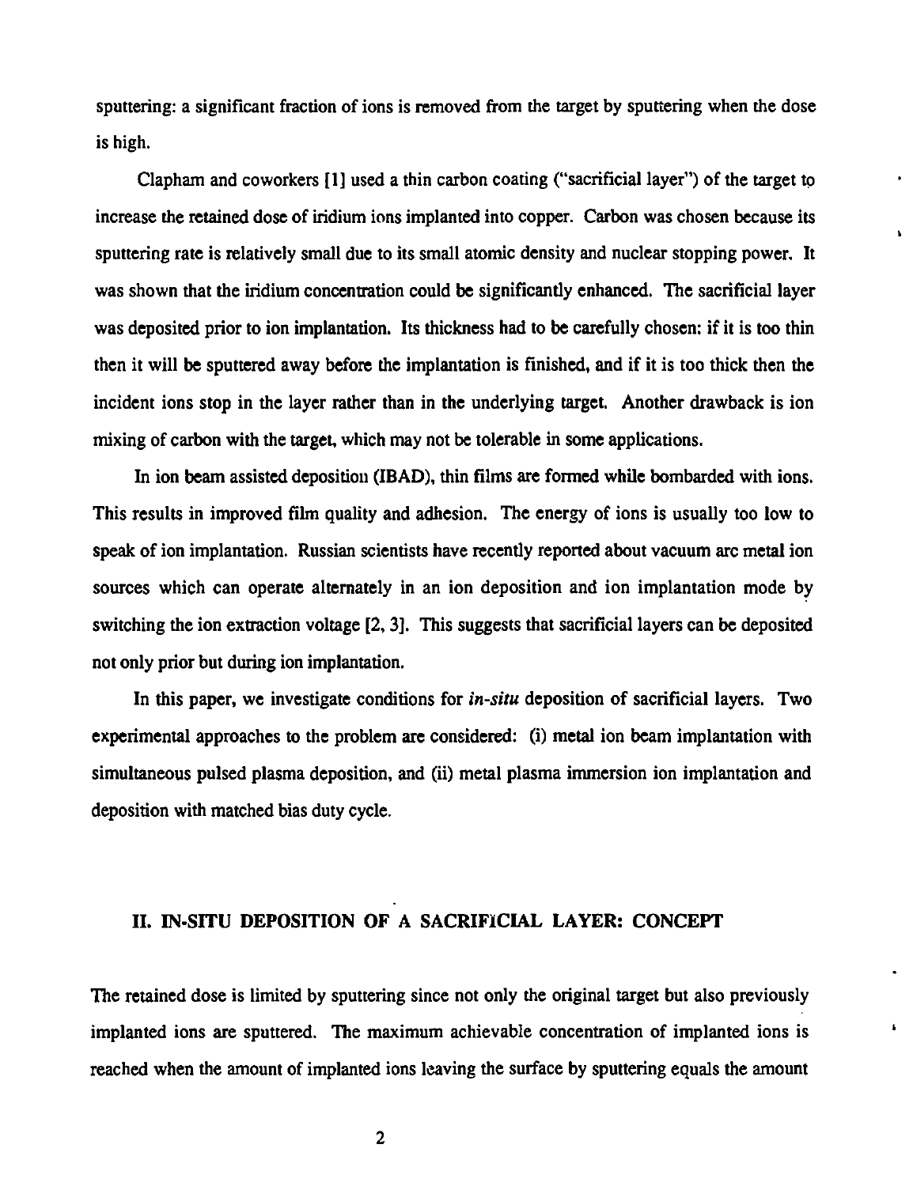sputtering: a significant fraction of ions is removed from the target by sputtering when the dose is high.

Clapham and coworkers [1] used a thin carbon coating ("sacrificial layer") of the target to increase the retained dose of iridium ions implanted into copper. Carbon was chosen because its sputtering rate is relatively small due to its small atomic density and nuclear stopping power. It was shown that the iridium concentration could be significantly enhanced. The sacrificial layer was deposited prior to ion implantation. Its thickness had to be carefully chosen: if it is too thin then it will be sputtered away before the implantation is finished, and if it is too thick then the incident ions stop in the layer rather than in the underlying target. Another drawback is ion mixing of carbon with the target, which may not be tolerable in some applications.

In ion beam assisted deposition (IBAD), thin films are formed while bombarded with ions. This results in improved film quality and adhesion. The energy of ions is usually too low to speak of ion implantation. Russian scientists have recently reported about vacuum arc metal ion sources which can operate alternately in an ion deposition and ion implantation mode by switching the ion extraction voltage [2, 3]. This suggests that sacrificial layers can be deposited not only prior but during ion implantation.

In this paper, we investigate conditions for *in-situ* deposition of sacrificial layers. Two experimental approaches to the problem are considered: (i) metal ion beam implantation with simultaneous pulsed plasma deposition, and (ii) metal plasma immersion ion implantation and deposition with matched bias duty cycle.

## II. IN-SITU DEPOSITION OF A SACRIFICIAL LAYER: CONCEPT

The retained dose is limited by sputtering since not only the original target but also previously implanted ions are sputtered. The maximum achievable concentration of implanted ions is reached when the amount of implanted ions leaving the surface by sputtering equals the amount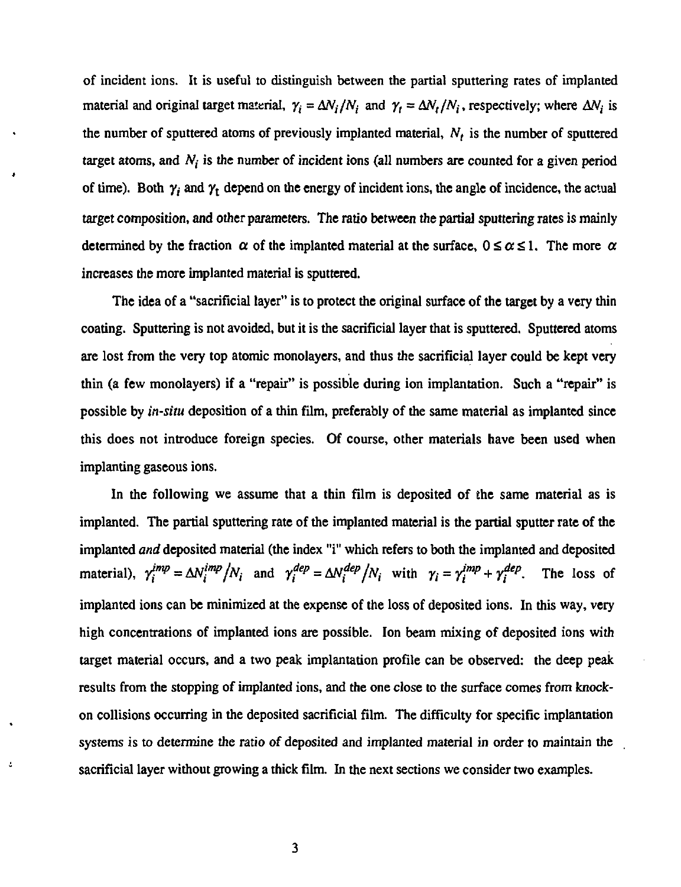of incident ions. It is useful to distinguish between the partial sputtering rates of implanted material and original target material, $\gamma_i = \Delta N_i / N_i$ and $\gamma_t = \Delta N_t / N_i$, respectively; where $\Delta N_i$ is the number of sputtered atoms of previously implanted material, $N_t$ is the number of sputtered target atoms, and $N_i$ is the number of incident ions (all numbers are counted for a given period of time). Both $\gamma_i$ and $\gamma_t$ depend on the energy of incident ions, the angle of incidence, the actual target composition, and other parameters. The ratio between the partial sputtering rates is mainly determined by the fraction $\alpha$ of the implanted material at the surface, $0 \leq \alpha \leq 1$. The more $\alpha$ increases the more implanted material is sputtered.

The idea of a "sacrificial layer" is to protect the original surface of the target by a very thin coating. Sputtering is not avoided, but it is the sacrificial layer that is sputtered. Sputtered atoms are lost from the very top atomic monolayers, and thus the sacrificial layer could be kept very thin (a few monolayers) if a "repair" is possible during ion implantation. Such a "repair" is possible by *in-situ* deposition of a thin film, preferably of the same material as implanted since this does not introduce foreign species. Of course, other materials have been used when implanting gaseous ions.

In the following we assume that a thin film is deposited of the same material as is implanted. The partial sputtering rate of the implanted material is the partial sputter rate of the implanted *and* deposited material (the index "i" which refers to both the implanted and deposited material), $\gamma_i^{imp} = \Delta N_i^{imp} / N_i$ and $\gamma_i^{dep} = \Delta N_i^{dep} / N_i$ with $\gamma_i = \gamma_i^{imp} + \gamma_i^{dep}$. The loss of implanted ions can be minimized at the expense of the loss of deposited ions. In this way, very high concentrations of implanted ions are possible. Ion beam mixing of deposited ions with target material occurs, and a two peak implantation profile can be observed: the deep peak results from the stopping of implanted ions, and the one close to the surface comes from knock-on collisions occurring in the deposited sacrificial film. The difficulty for specific implantation systems is to determine the ratio of deposited and implanted material in order to maintain the sacrificial layer without growing a thick film. In the next sections we consider two examples.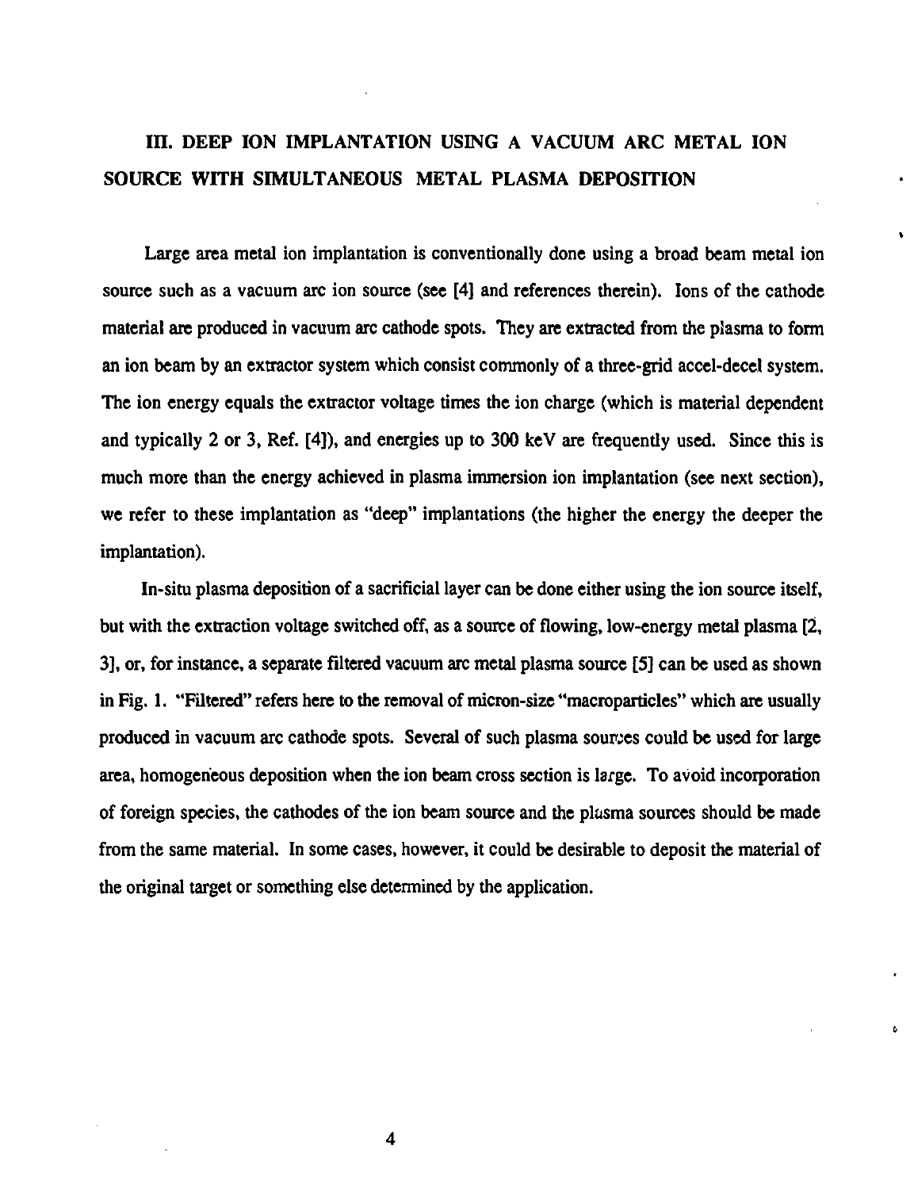## III. DEEP ION IMPLANTATION USING A VACUUM ARC METAL ION SOURCE WITH SIMULTANEOUS METAL PLASMA DEPOSITION

Large area metal ion implantation is conventionally done using a broad beam metal ion source such as a vacuum arc ion source (see [4] and references therein). Ions of the cathode material are produced in vacuum arc cathode spots. They are extracted from the plasma to form an ion beam by an extractor system which consist commonly of a three-grid accel-decel system. The ion energy equals the extractor voltage times the ion charge (which is material dependent and typically 2 or 3, Ref. [4]), and energies up to 300 keV are frequently used. Since this is much more than the energy achieved in plasma immersion ion implantation (see next section), we refer to these implantation as "deep" implantations (the higher the energy the deeper the implantation).

In-situ plasma deposition of a sacrificial layer can be done either using the ion source itself, but with the extraction voltage switched off, as a source of flowing, low-energy metal plasma [2, 3], or, for instance, a separate filtered vacuum arc metal plasma source [5] can be used as shown in Fig. 1. "Filtered" refers here to the removal of micron-size "macroparticles" which are usually produced in vacuum arc cathode spots. Several of such plasma sources could be used for large area, homogeneous deposition when the ion beam cross section is large. To avoid incorporation of foreign species, the cathodes of the ion beam source and the plasma sources should be made from the same material. In some cases, however, it could be desirable to deposit the material of the original target or something else determined by the application.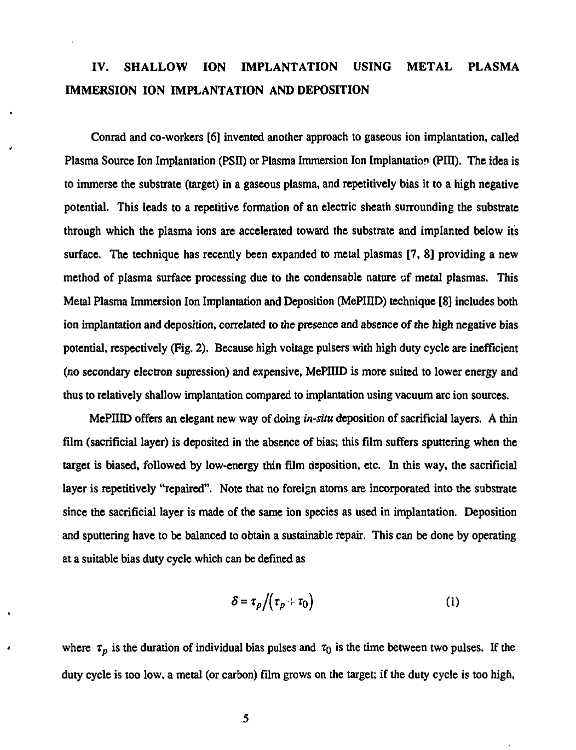## IV. SHALLOW ION IMPLANTATION USING METAL PLASMA IMMERSION ION IMPLANTATION AND DEPOSITION

Conrad and co-workers [6] invented another approach to gaseous ion implantation, called Plasma Source Ion Implantation (PSII) or Plasma Immersion Ion Implantation (PIII). The idea is to immerse the substrate (target) in a gaseous plasma, and repetitively bias it to a high negative potential. This leads to a repetitive formation of an electric sheath surrounding the substrate through which the plasma ions are accelerated toward the substrate and implanted below its surface. The technique has recently been expanded to metal plasmas [7, 8] providing a new method of plasma surface processing due to the condensable nature of metal plasmas. This Metal Plasma Immersion Ion Implantation and Deposition (MePIIID) technique [8] includes both ion implantation and deposition, correlated to the presence and absence of the high negative bias potential, respectively (Fig. 2). Because high voltage pulsers with high duty cycle are inefficient (no secondary electron supression) and expensive, MePIIID is more suited to lower energy and thus to relatively shallow implantation compared to implantation using vacuum arc ion sources.

MePIIID offers an elegant new way of doing *in-situ* deposition of sacrificial layers. A thin film (sacrificial layer) is deposited in the absence of bias; this film suffers sputtering when the target is biased, followed by low-energy thin film deposition, etc. In this way, the sacrificial layer is repetitively "repaired". Note that no foreign atoms are incorporated into the substrate since the sacrificial layer is made of the same ion species as used in implantation. Deposition and sputtering have to be balanced to obtain a sustainable repair. This can be done by operating at a suitable bias duty cycle which can be defined as

$$\delta = \tau_p / \left( \tau_p + \tau_0 \right) \tag{1}$$

where $\tau_p$ is the duration of individual bias pulses and $\tau_0$ is the time between two pulses. If the duty cycle is too low, a metal (or carbon) film grows on the target; if the duty cycle is too high,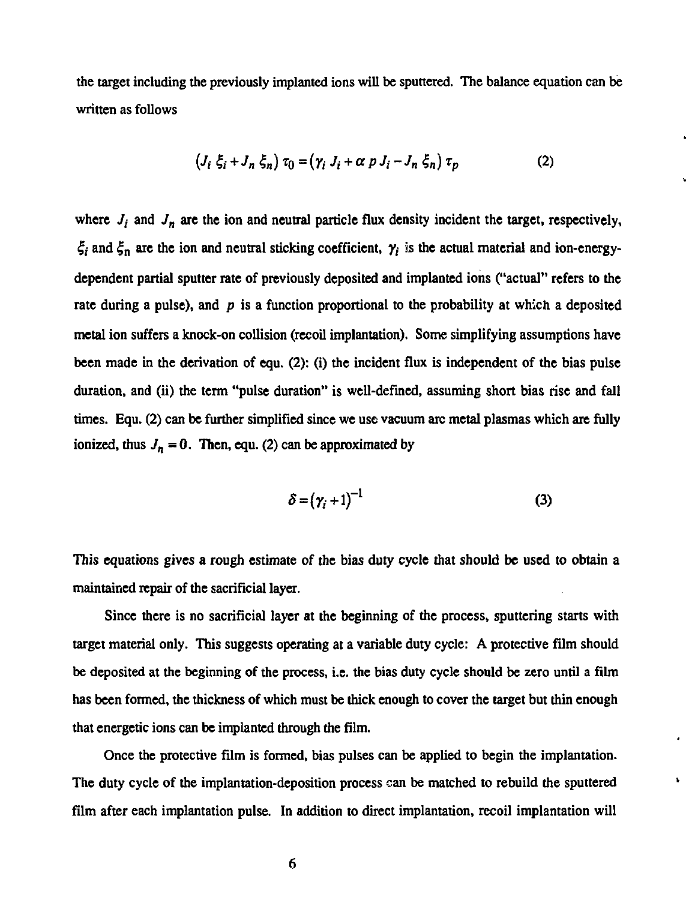the target including the previously implanted ions will be sputtered. The balance equation can be written as follows

$$\left(J_i\ \xi_i + J_n\ \xi_n\right)\tau_0 = \left(\gamma_i\ J_i + \alpha\ p\ J_i - J_n\ \xi_n\right)\tau_p \qquad (2)$$

where $J_i$ and $J_n$ are the ion and neutral particle flux density incident the target, respectively, $\xi_i$ and $\xi_n$ are the ion and neutral sticking coefficient, $\gamma_i$ is the actual material and ion-energy-dependent partial sputter rate of previously deposited and implanted ions ("actual" refers to the rate during a pulse), and $p$ is a function proportional to the probability at which a deposited metal ion suffers a knock-on collision (recoil implantation). Some simplifying assumptions have been made in the derivation of equ. (2): (i) the incident flux is independent of the bias pulse duration, and (ii) the term "pulse duration" is well-defined, assuming short bias rise and fall times. Equ. (2) can be further simplified since we use vacuum arc metal plasmas which are fully ionized, thus $J_n = 0$. Then, equ. (2) can be approximated by

$$\delta = \left(\gamma_i + 1\right)^{-1} \qquad (3)$$

This equations gives a rough estimate of the bias duty cycle that should be used to obtain a maintained repair of the sacrificial layer.

Since there is no sacrificial layer at the beginning of the process, sputtering starts with target material only. This suggests operating at a variable duty cycle: A protective film should be deposited at the beginning of the process, i.e. the bias duty cycle should be zero until a film has been formed, the thickness of which must be thick enough to cover the target but thin enough that energetic ions can be implanted through the film.

Once the protective film is formed, bias pulses can be applied to begin the implantation. The duty cycle of the implantation-deposition process can be matched to rebuild the sputtered film after each implantation pulse. In addition to direct implantation, recoil implantation will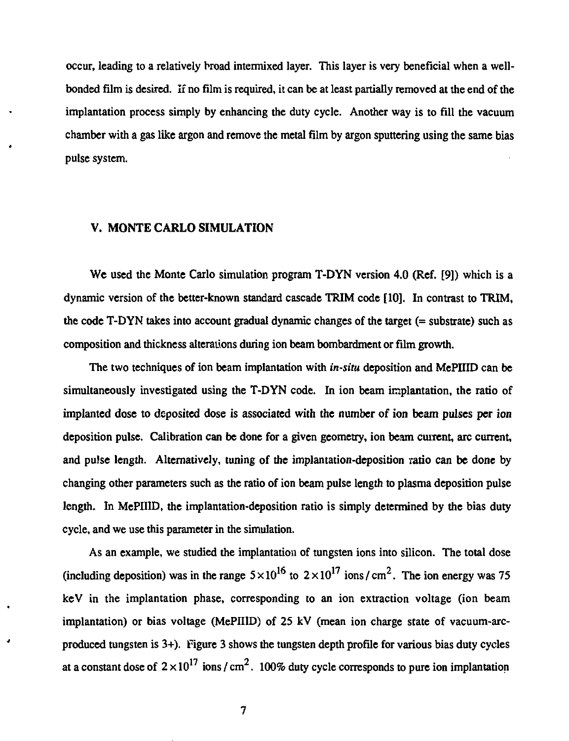occur, leading to a relatively broad intermixed layer. This layer is very beneficial when a well-bonded film is desired. If no film is required, it can be at least partially removed at the end of the implantation process simply by enhancing the duty cycle. Another way is to fill the vacuum chamber with a gas like argon and remove the metal film by argon sputtering using the same bias pulse system.

## V. MONTE CARLO SIMULATION

We used the Monte Carlo simulation program T-DYN version 4.0 (Ref. [9]) which is a dynamic version of the better-known standard cascade TRIM code [10]. In contrast to TRIM, the code T-DYN takes into account gradual dynamic changes of the target (= substrate) such as composition and thickness alterations during ion beam bombardment or film growth.

The two techniques of ion beam implantation with *in-situ* deposition and MePIIID can be simultaneously investigated using the T-DYN code. In ion beam implantation, the ratio of implanted dose to deposited dose is associated with the number of ion beam pulses per ion deposition pulse. Calibration can be done for a given geometry, ion beam current, arc current, and pulse length. Alternatively, tuning of the implantation-deposition ratio can be done by changing other parameters such as the ratio of ion beam pulse length to plasma deposition pulse length. In MePIIID, the implantation-deposition ratio is simply determined by the bias duty cycle, and we use this parameter in the simulation.

As an example, we studied the implantation of tungsten ions into silicon. The total dose (including deposition) was in the range $5 \times 10^{16}$ to $2 \times 10^{17}$ ions/cm$^2$. The ion energy was 75 keV in the implantation phase, corresponding to an ion extraction voltage (ion beam implantation) or bias voltage (MePIIID) of 25 kV (mean ion charge state of vacuum-arc-produced tungsten is 3+). Figure 3 shows the tungsten depth profile for various bias duty cycles at a constant dose of $2 \times 10^{17}$ ions/cm$^2$. 100% duty cycle corresponds to pure ion implantation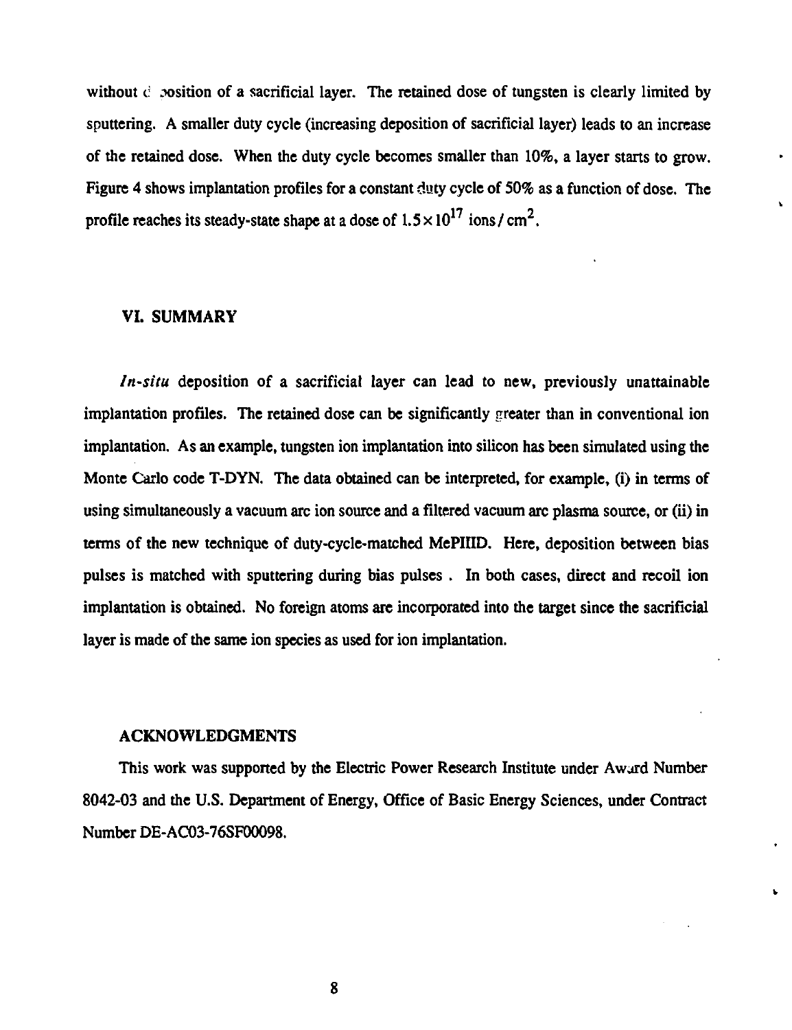without deposition of a sacrificial layer. The retained dose of tungsten is clearly limited by sputtering. A smaller duty cycle (increasing deposition of sacrificial layer) leads to an increase of the retained dose. When the duty cycle becomes smaller than 10%, a layer starts to grow. Figure 4 shows implantation profiles for a constant duty cycle of 50% as a function of dose. The profile reaches its steady-state shape at a dose of $1.5 \times 10^{17}$ ions / cm$^2$.

## VI. SUMMARY

*In-situ* deposition of a sacrificial layer can lead to new, previously unattainable implantation profiles. The retained dose can be significantly greater than in conventional ion implantation. As an example, tungsten ion implantation into silicon has been simulated using the Monte Carlo code T-DYN. The data obtained can be interpreted, for example, (i) in terms of using simultaneously a vacuum arc ion source and a filtered vacuum arc plasma source, or (ii) in terms of the new technique of duty-cycle-matched MePIIID. Here, deposition between bias pulses is matched with sputtering during bias pulses . In both cases, direct and recoil ion implantation is obtained. No foreign atoms are incorporated into the target since the sacrificial layer is made of the same ion species as used for ion implantation.

## ACKNOWLEDGMENTS

This work was supported by the Electric Power Research Institute under Award Number 8042-03 and the U.S. Department of Energy, Office of Basic Energy Sciences, under Contract Number DE-AC03-76SF00098.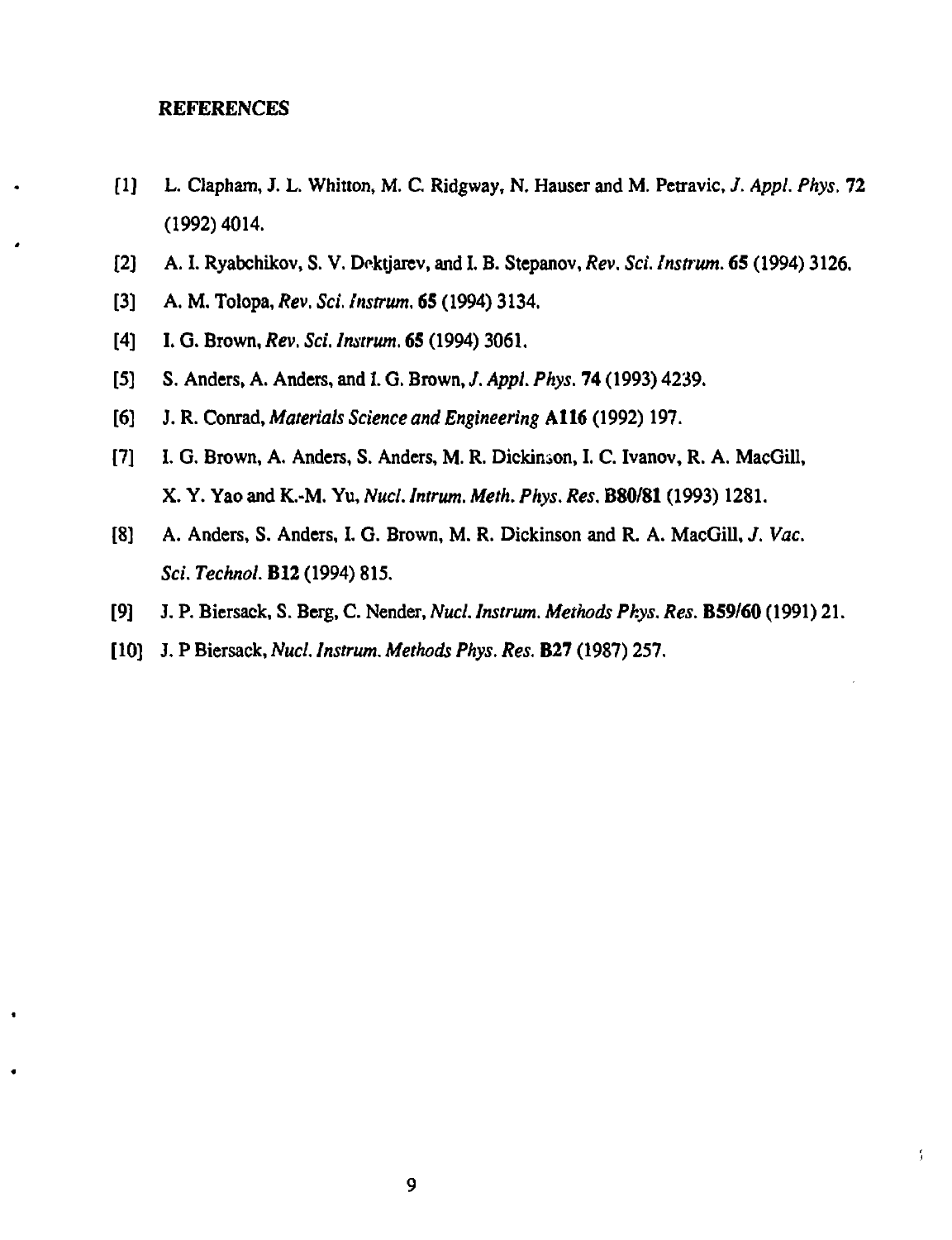## REFERENCES

[1] L. Clapham, J. L. Whitton, M. C. Ridgway, N. Hauser and M. Petravic, *J. Appl. Phys.* **72** (1992) 4014.

[2] A. I. Ryabchikov, S. V. Dektjarev, and I. B. Stepanov, *Rev. Sci. Instrum.* **65** (1994) 3126.

[3] A. M. Tolopa, *Rev. Sci. Instrum.* **65** (1994) 3134.

[4] I. G. Brown, *Rev. Sci. Instrum.* **65** (1994) 3061.

[5] S. Anders, A. Anders, and I. G. Brown, *J. Appl. Phys.* **74** (1993) 4239.

[6] J. R. Conrad, *Materials Science and Engineering* **A116** (1992) 197.

[7] I. G. Brown, A. Anders, S. Anders, M. R. Dickinson, I. C. Ivanov, R. A. MacGill, X. Y. Yao and K.-M. Yu, *Nucl. Intrum. Meth. Phys. Res.* **B80/81** (1993) 1281.

[8] A. Anders, S. Anders, I. G. Brown, M. R. Dickinson and R. A. MacGill, *J. Vac. Sci. Technol.* **B12** (1994) 815.

[9] J. P. Biersack, S. Berg, C. Nender, *Nucl. Instrum. Methods Phys. Res.* **B59/60** (1991) 21.

[10] J. P Biersack, *Nucl. Instrum. Methods Phys. Res.* **B27** (1987) 257.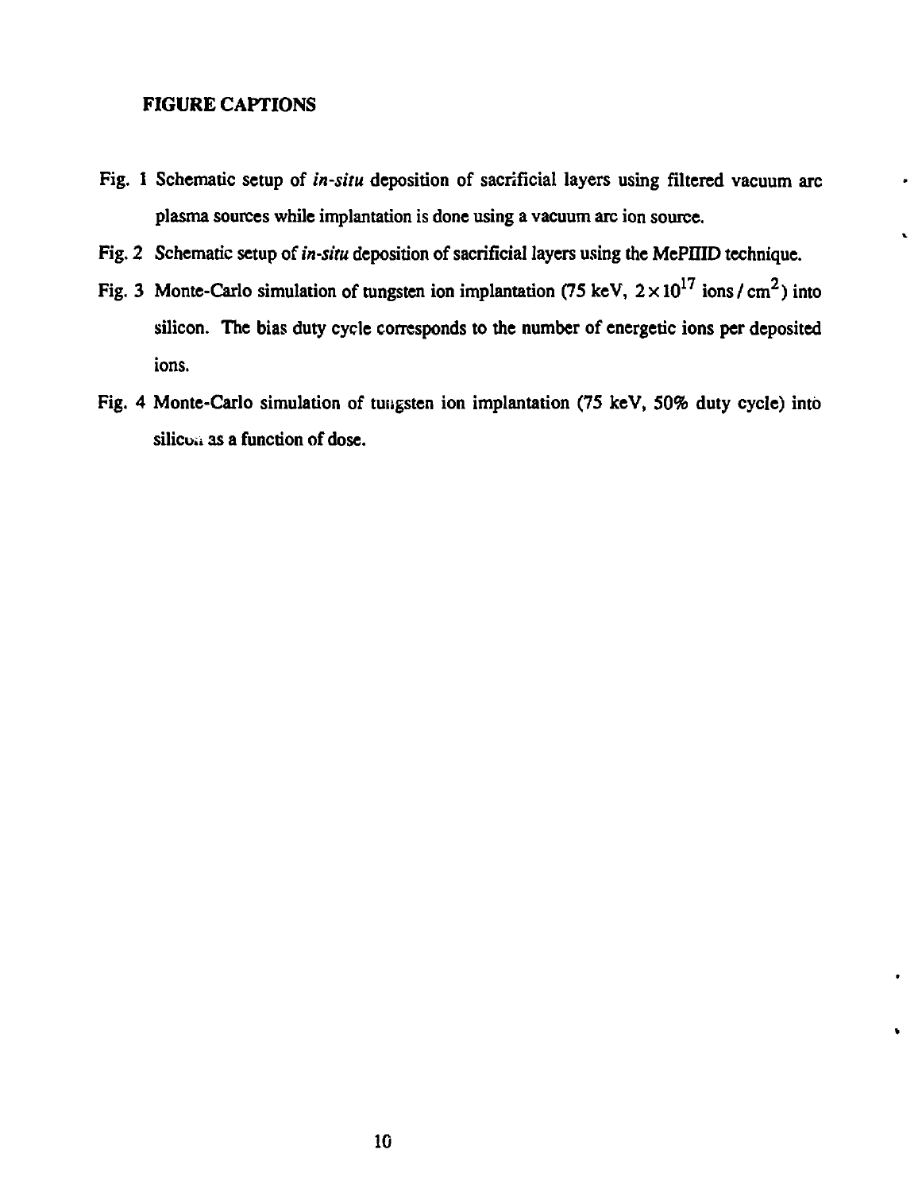### FIGURE CAPTIONS

Fig. 1 Schematic setup of *in-situ* deposition of sacrificial layers using filtered vacuum arc plasma sources while implantation is done using a vacuum arc ion source.

Fig. 2 Schematic setup of *in-situ* deposition of sacrificial layers using the MePIIID technique.

Fig. 3 Monte-Carlo simulation of tungsten ion implantation (75 keV, $2 \times 10^{17}$ ions / $cm^2$) into silicon. The bias duty cycle corresponds to the number of energetic ions per deposited ions.

Fig. 4 Monte-Carlo simulation of tungsten ion implantation (75 keV, 50% duty cycle) into silicon as a function of dose.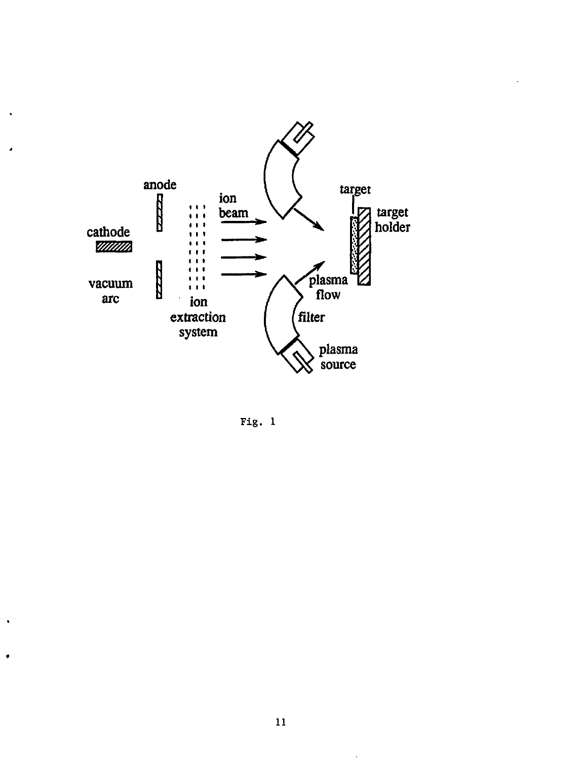Fig. 1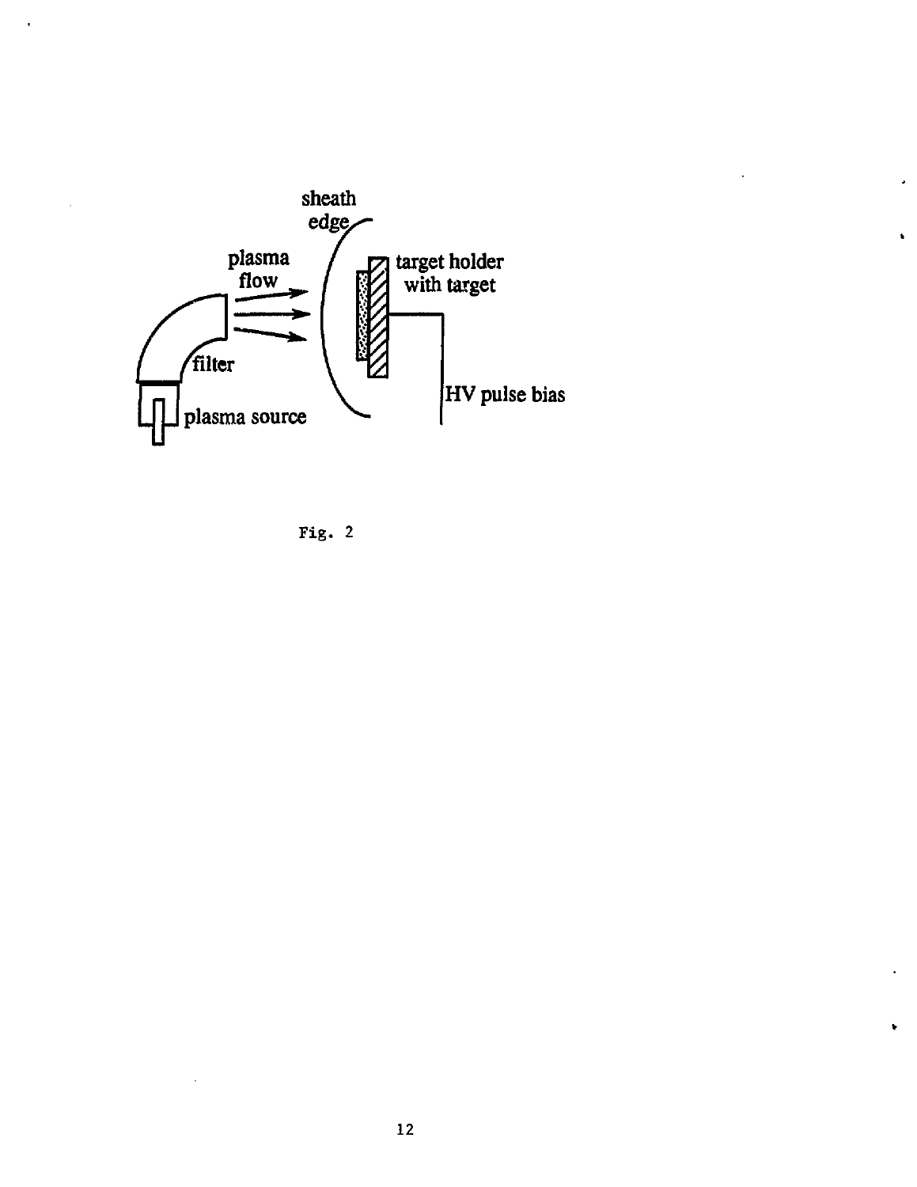sheath edge

plasma flow

target holder with target

filter

plasma source

HV pulse bias

Fig. 2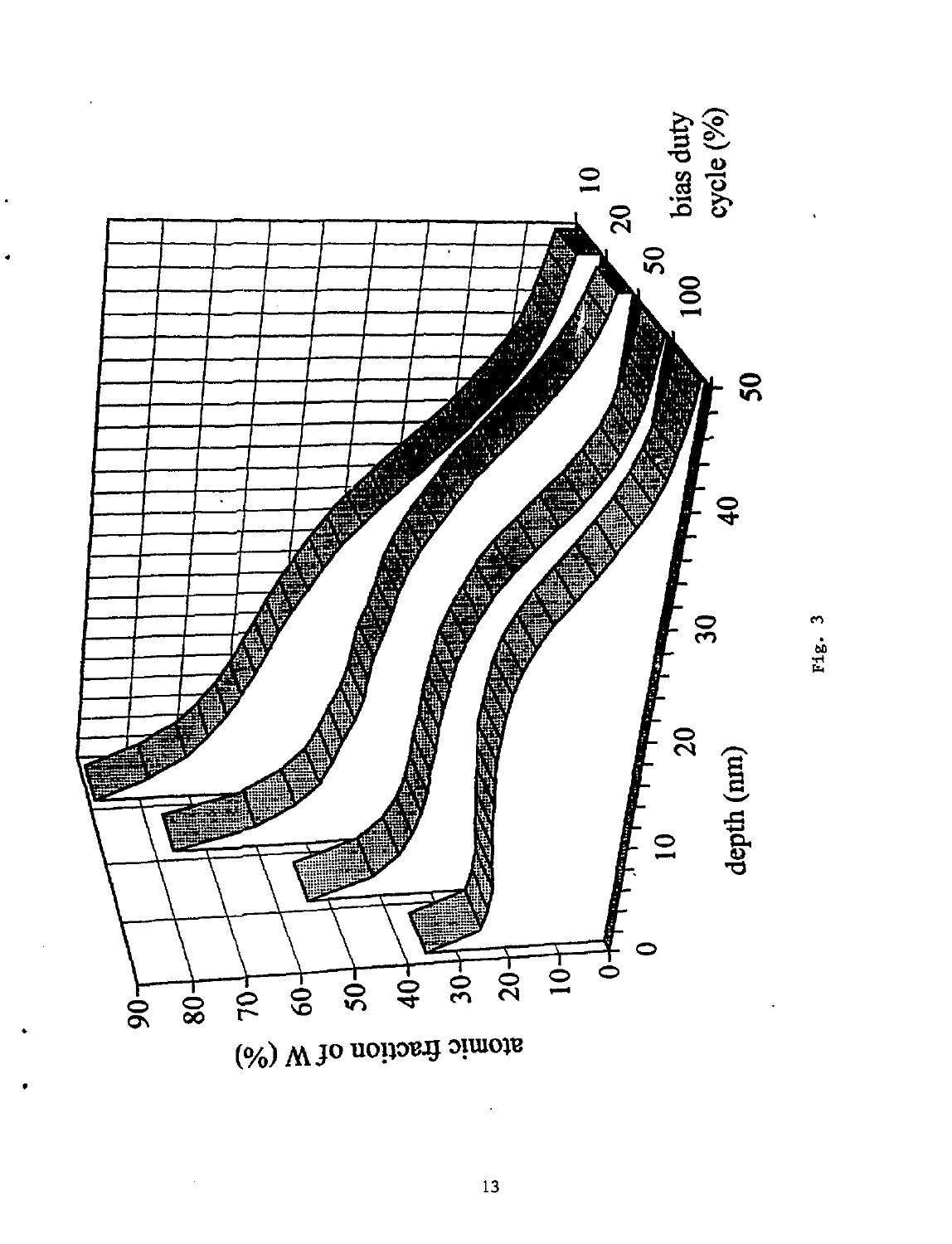atomic fraction of W (%)

depth (nm)

bias duty cycle (%)

Fig. 3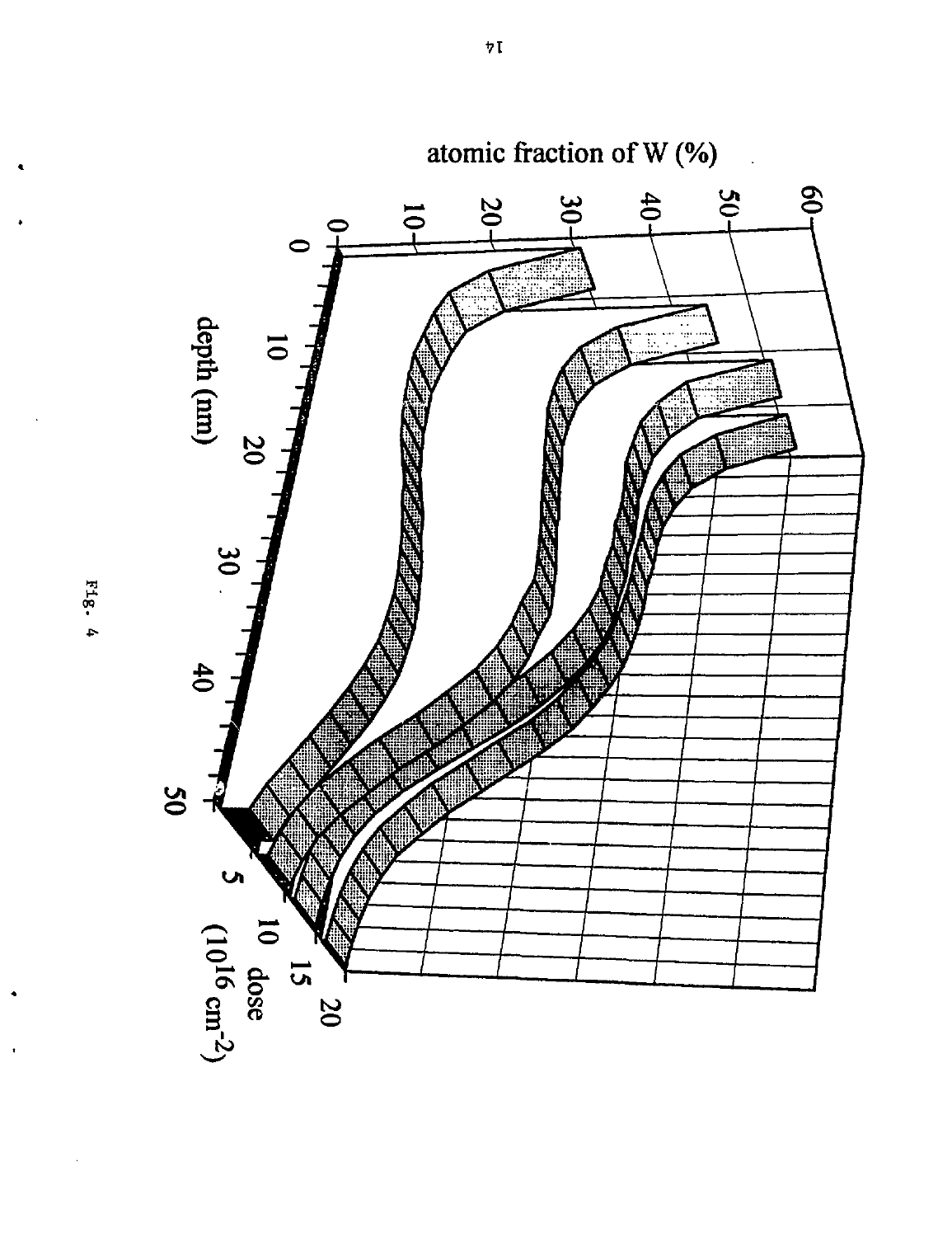atomic fraction of W (%)

0
10
20
30
40
50
60

depth (nm)

0
10
20
30
40
50

5
10
15
20
dose
($10^{16}$ cm$^{-2}$)

Fig. 4